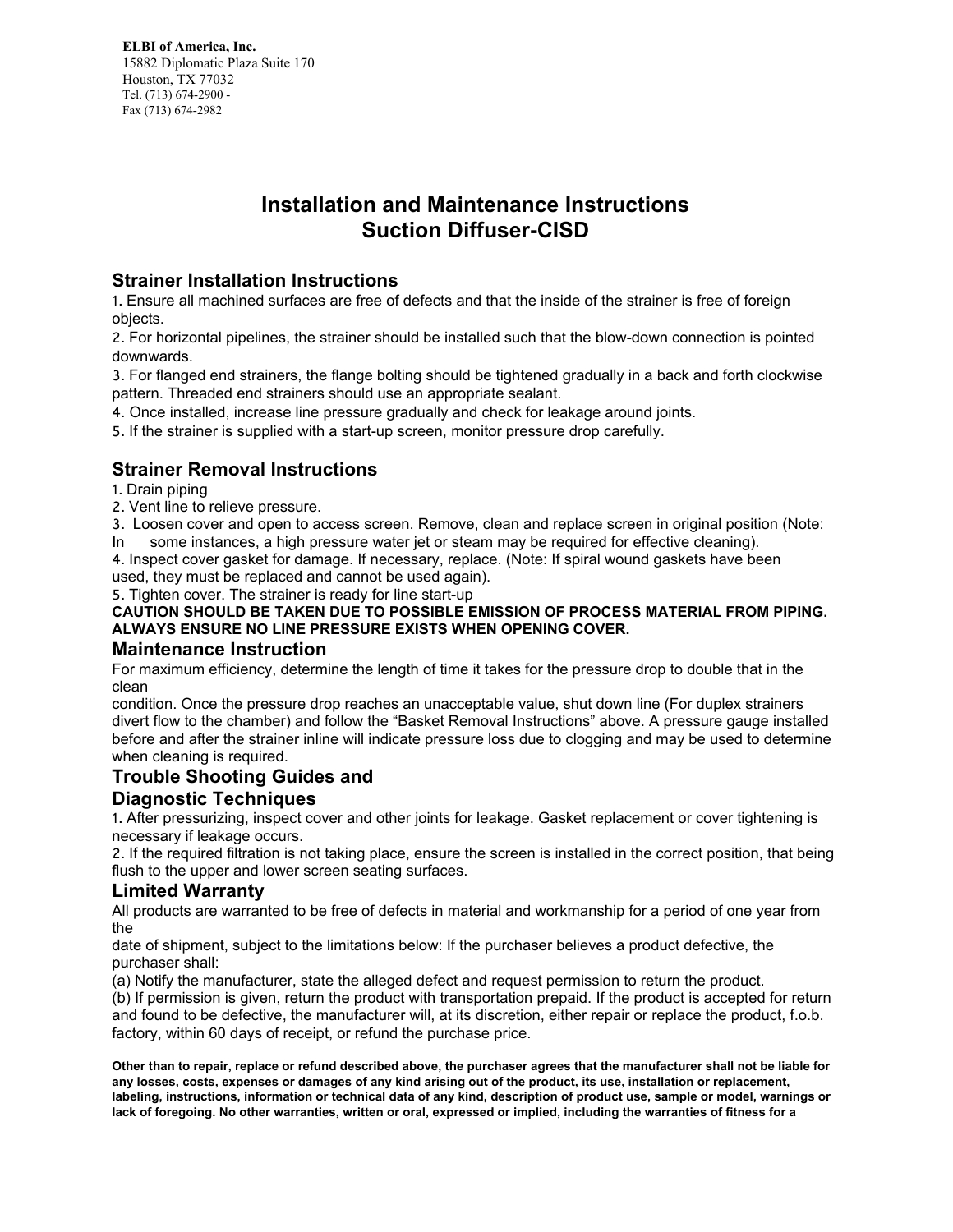**ELBI of America, Inc.**
15882 Diplomatic Plaza Suite 170
Houston, TX 77032
Tel. (713) 674-2900 -
Fax (713) 674-2982

# Installation and Maintenance Instructions
# Suction Diffuser-CISD

## Strainer Installation Instructions

1. Ensure all machined surfaces are free of defects and that the inside of the strainer is free of foreign objects.
2. For horizontal pipelines, the strainer should be installed such that the blow-down connection is pointed downwards.
3. For flanged end strainers, the flange bolting should be tightened gradually in a back and forth clockwise pattern. Threaded end strainers should use an appropriate sealant.
4. Once installed, increase line pressure gradually and check for leakage around joints.
5. If the strainer is supplied with a start-up screen, monitor pressure drop carefully.

## Strainer Removal Instructions

1. Drain piping
2. Vent line to relieve pressure.
3. Loosen cover and open to access screen. Remove, clean and replace screen in original position (Note: In some instances, a high pressure water jet or steam may be required for effective cleaning).
4. Inspect cover gasket for damage. If necessary, replace. (Note: If spiral wound gaskets have been used, they must be replaced and cannot be used again).
5. Tighten cover. The strainer is ready for line start-up

**CAUTION SHOULD BE TAKEN DUE TO POSSIBLE EMISSION OF PROCESS MATERIAL FROM PIPING. ALWAYS ENSURE NO LINE PRESSURE EXISTS WHEN OPENING COVER.**

## Maintenance Instruction

For maximum efficiency, determine the length of time it takes for the pressure drop to double that in the clean condition. Once the pressure drop reaches an unacceptable value, shut down line (For duplex strainers divert flow to the chamber) and follow the "Basket Removal Instructions" above. A pressure gauge installed before and after the strainer inline will indicate pressure loss due to clogging and may be used to determine when cleaning is required.

## Trouble Shooting Guides and Diagnostic Techniques

1. After pressurizing, inspect cover and other joints for leakage. Gasket replacement or cover tightening is necessary if leakage occurs.
2. If the required filtration is not taking place, ensure the screen is installed in the correct position, that being flush to the upper and lower screen seating surfaces.

## Limited Warranty

All products are warranted to be free of defects in material and workmanship for a period of one year from the date of shipment, subject to the limitations below: If the purchaser believes a product defective, the purchaser shall:

(a) Notify the manufacturer, state the alleged defect and request permission to return the product.

(b) If permission is given, return the product with transportation prepaid. If the product is accepted for return and found to be defective, the manufacturer will, at its discretion, either repair or replace the product, f.o.b. factory, within 60 days of receipt, or refund the purchase price.

**Other than to repair, replace or refund described above, the purchaser agrees that the manufacturer shall not be liable for any losses, costs, expenses or damages of any kind arising out of the product, its use, installation or replacement, labeling, instructions, information or technical data of any kind, description of product use, sample or model, warnings or lack of foregoing. No other warranties, written or oral, expressed or implied, including the warranties of fitness for a**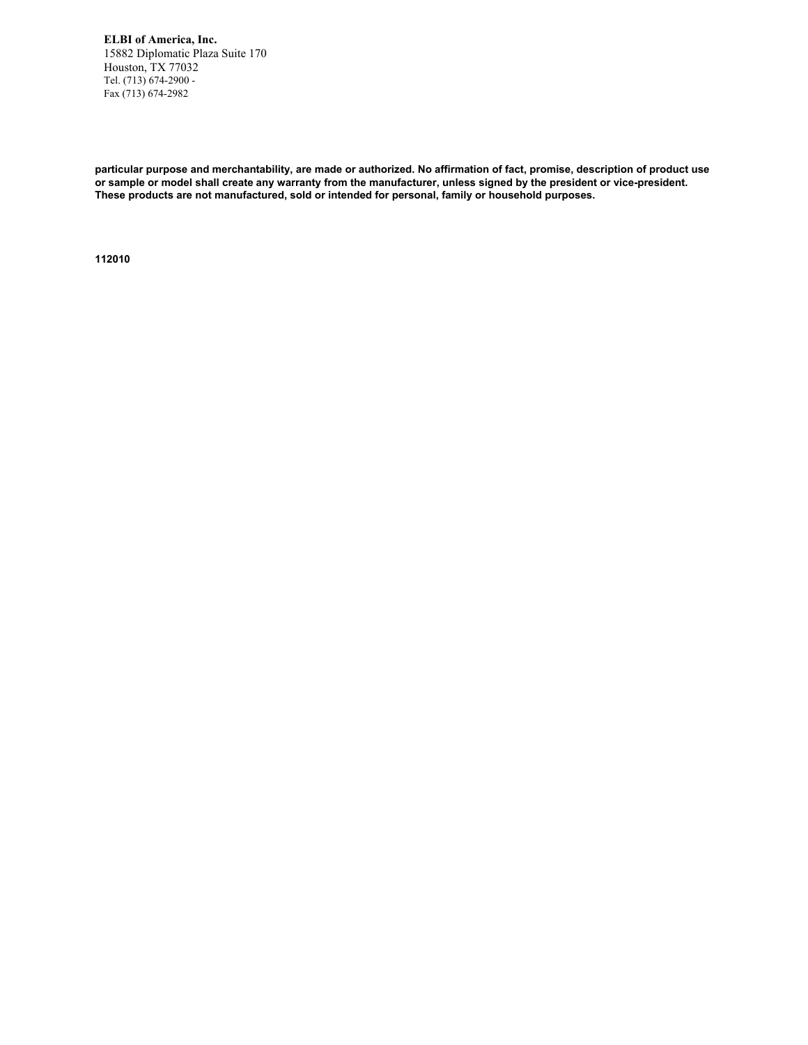**ELBI of America, Inc.**
15882 Diplomatic Plaza Suite 170
Houston, TX 77032
Tel. (713) 674-2900 -
Fax (713) 674-2982

**particular purpose and merchantability, are made or authorized. No affirmation of fact, promise, description of product use or sample or model shall create any warranty from the manufacturer, unless signed by the president or vice-president. These products are not manufactured, sold or intended for personal, family or household purposes.**

**112010**